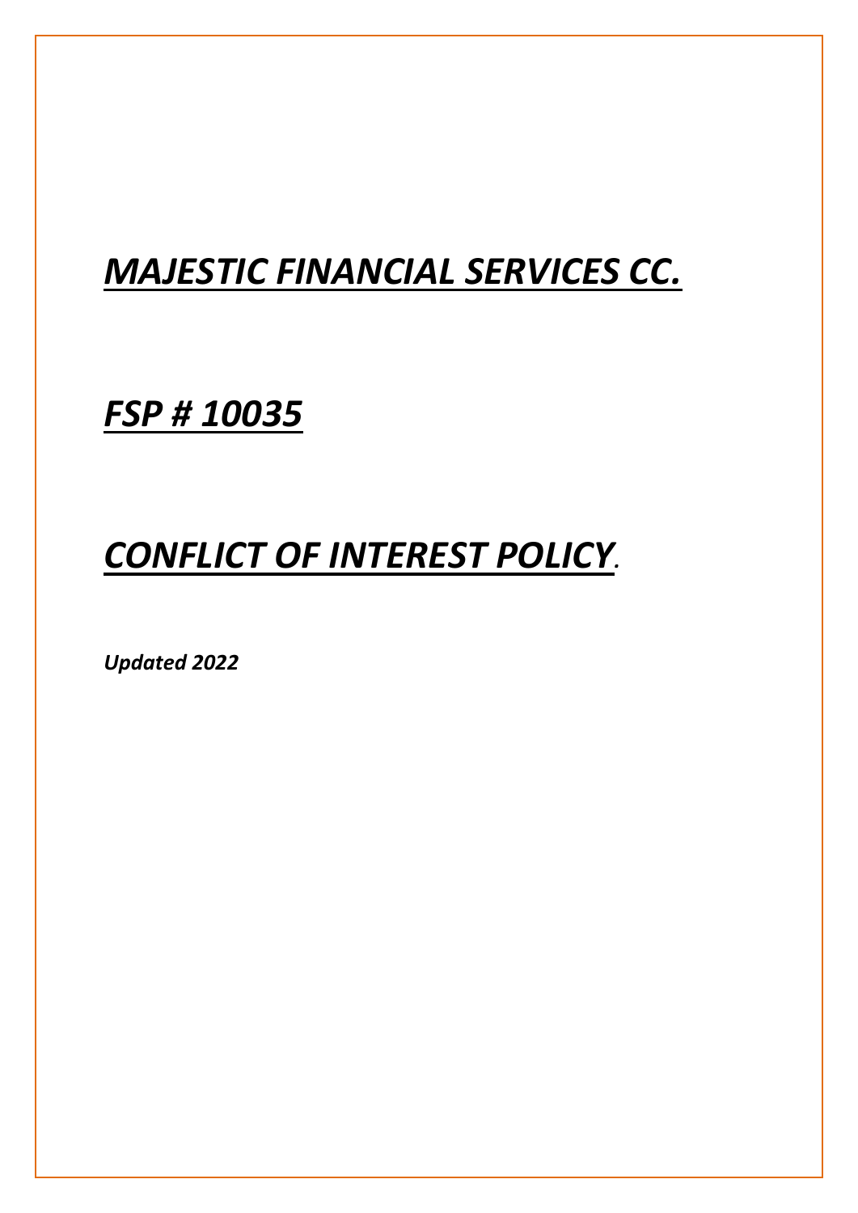# ***MAJESTIC FINANCIAL SERVICES CC.***

# ***FSP # 10035***

# ***CONFLICT OF INTEREST POLICY.***

***Updated 2022***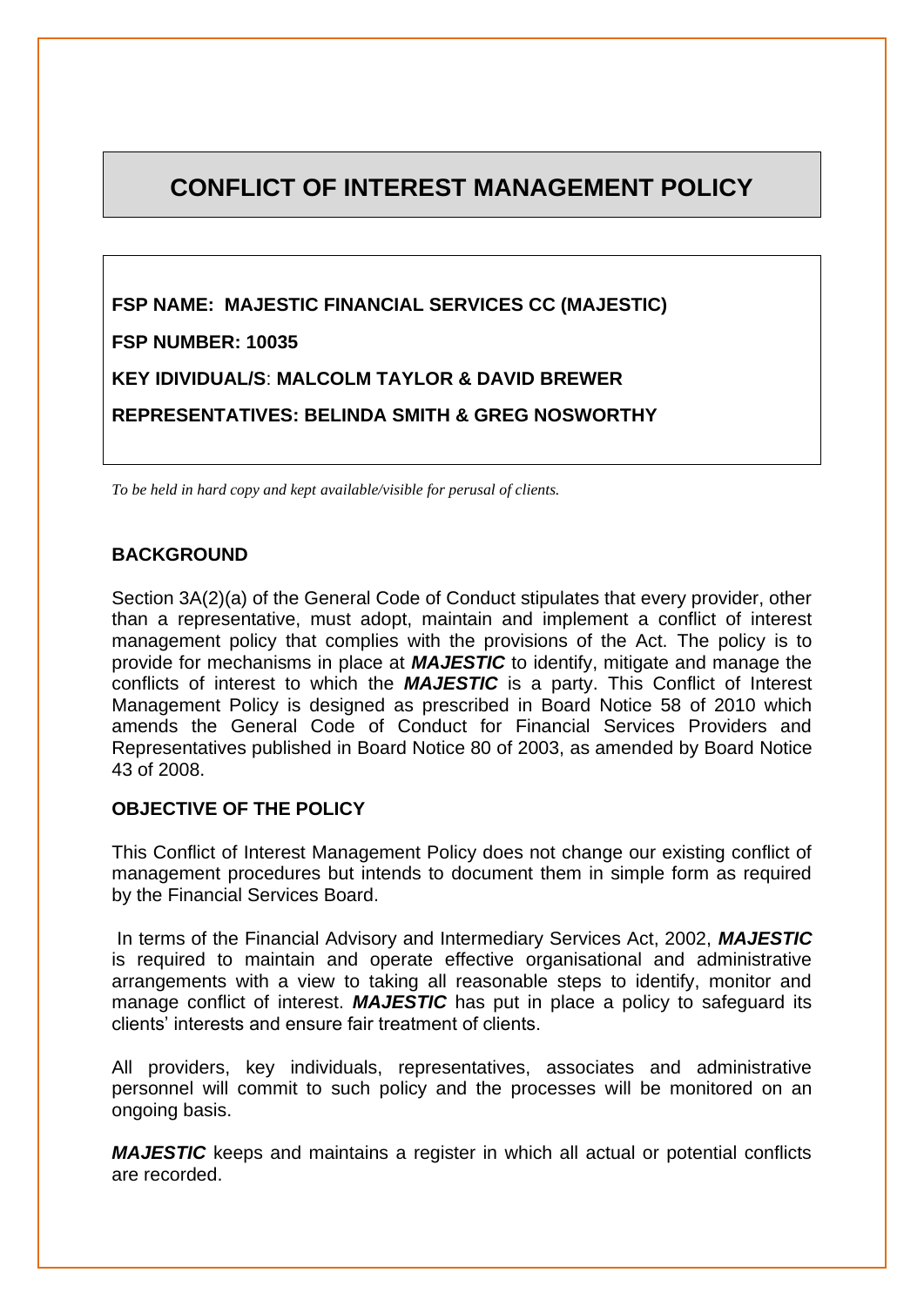# CONFLICT OF INTEREST MANAGEMENT POLICY

**FSP NAME: MAJESTIC FINANCIAL SERVICES CC (MAJESTIC)**

**FSP NUMBER: 10035**

**KEY IDIVIDUAL/S: MALCOLM TAYLOR & DAVID BREWER**

**REPRESENTATIVES: BELINDA SMITH & GREG NOSWORTHY**

*To be held in hard copy and kept available/visible for perusal of clients.*

## BACKGROUND

Section 3A(2)(a) of the General Code of Conduct stipulates that every provider, other than a representative, must adopt, maintain and implement a conflict of interest management policy that complies with the provisions of the Act. The policy is to provide for mechanisms in place at ***MAJESTIC*** to identify, mitigate and manage the conflicts of interest to which the ***MAJESTIC*** is a party. This Conflict of Interest Management Policy is designed as prescribed in Board Notice 58 of 2010 which amends the General Code of Conduct for Financial Services Providers and Representatives published in Board Notice 80 of 2003, as amended by Board Notice 43 of 2008.

## OBJECTIVE OF THE POLICY

This Conflict of Interest Management Policy does not change our existing conflict of management procedures but intends to document them in simple form as required by the Financial Services Board.

In terms of the Financial Advisory and Intermediary Services Act, 2002, ***MAJESTIC*** is required to maintain and operate effective organisational and administrative arrangements with a view to taking all reasonable steps to identify, monitor and manage conflict of interest. ***MAJESTIC*** has put in place a policy to safeguard its clients' interests and ensure fair treatment of clients.

All providers, key individuals, representatives, associates and administrative personnel will commit to such policy and the processes will be monitored on an ongoing basis.

***MAJESTIC*** keeps and maintains a register in which all actual or potential conflicts are recorded.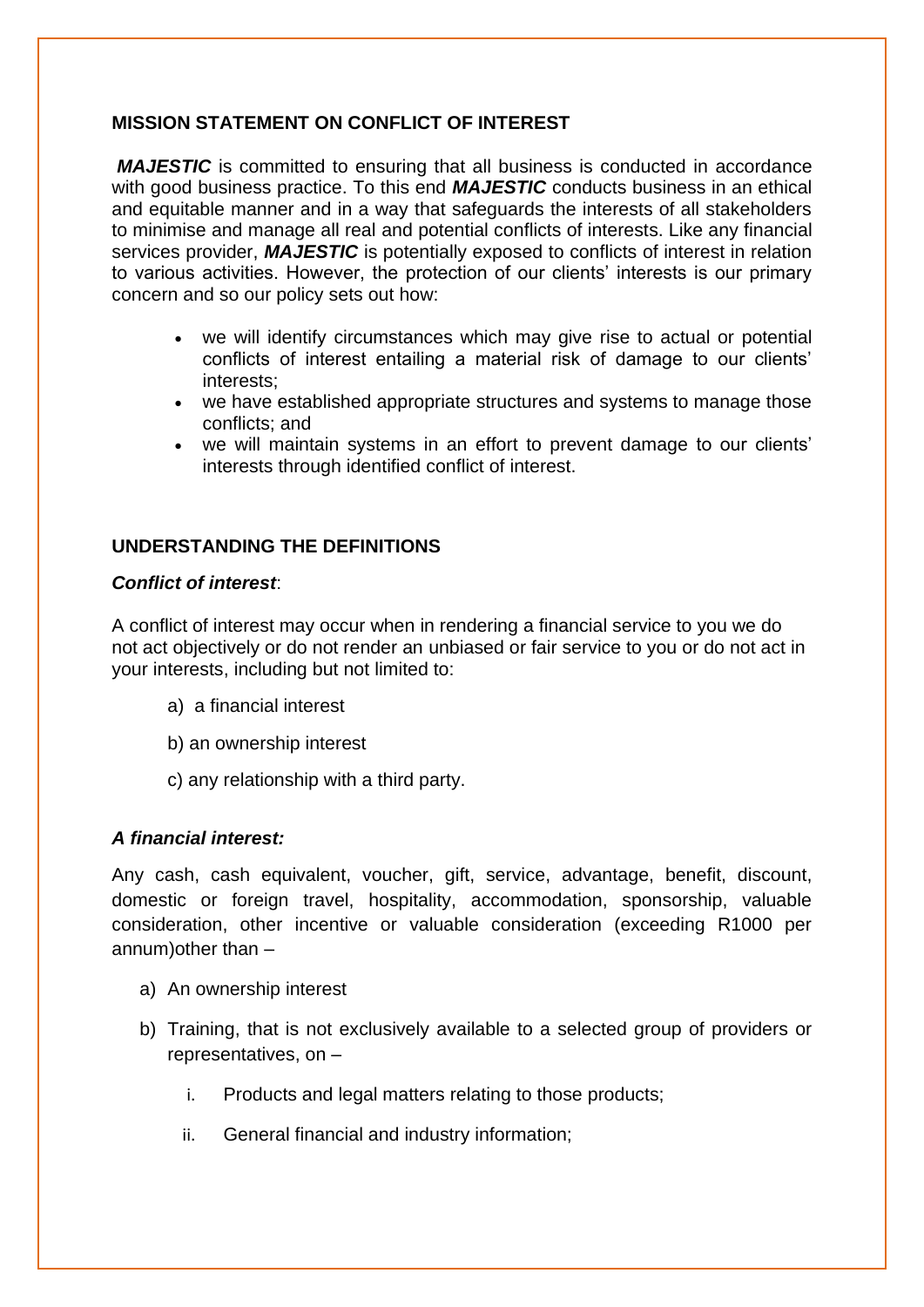## MISSION STATEMENT ON CONFLICT OF INTEREST

***MAJESTIC*** is committed to ensuring that all business is conducted in accordance with good business practice. To this end ***MAJESTIC*** conducts business in an ethical and equitable manner and in a way that safeguards the interests of all stakeholders to minimise and manage all real and potential conflicts of interests. Like any financial services provider, ***MAJESTIC*** is potentially exposed to conflicts of interest in relation to various activities. However, the protection of our clients' interests is our primary concern and so our policy sets out how:

- we will identify circumstances which may give rise to actual or potential conflicts of interest entailing a material risk of damage to our clients' interests;
- we have established appropriate structures and systems to manage those conflicts; and
- we will maintain systems in an effort to prevent damage to our clients' interests through identified conflict of interest.

## UNDERSTANDING THE DEFINITIONS

***Conflict of interest***:

A conflict of interest may occur when in rendering a financial service to you we do not act objectively or do not render an unbiased or fair service to you or do not act in your interests, including but not limited to:

a) a financial interest

b) an ownership interest

c) any relationship with a third party.

***A financial interest:***

Any cash, cash equivalent, voucher, gift, service, advantage, benefit, discount, domestic or foreign travel, hospitality, accommodation, sponsorship, valuable consideration, other incentive or valuable consideration (exceeding R1000 per annum)other than –

a) An ownership interest

b) Training, that is not exclusively available to a selected group of providers or representatives, on –

   i. Products and legal matters relating to those products;

   ii. General financial and industry information;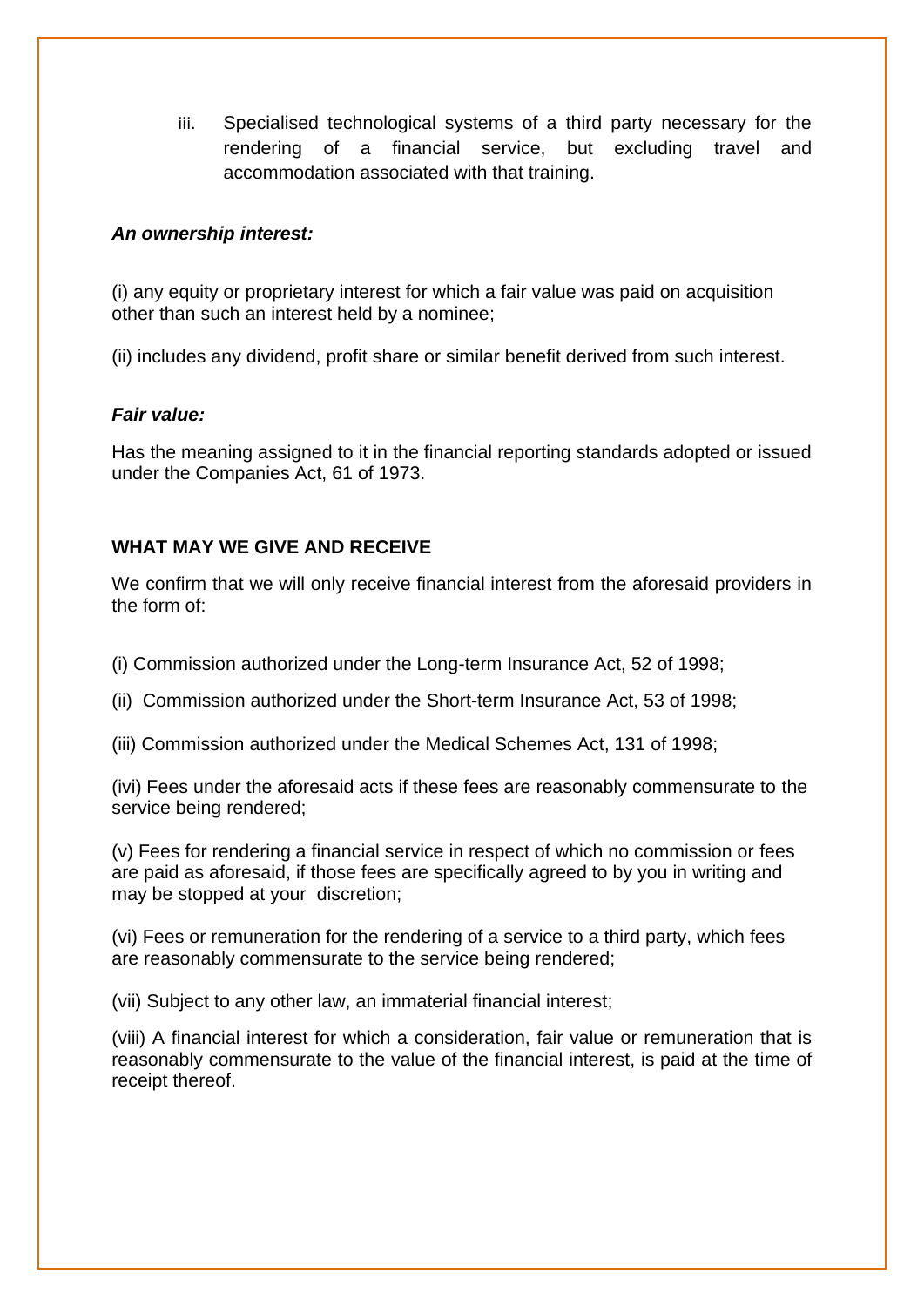iii. Specialised technological systems of a third party necessary for the rendering of a financial service, but excluding travel and accommodation associated with that training.

***An ownership interest:***

(i) any equity or proprietary interest for which a fair value was paid on acquisition other than such an interest held by a nominee;

(ii) includes any dividend, profit share or similar benefit derived from such interest.

***Fair value:***

Has the meaning assigned to it in the financial reporting standards adopted or issued under the Companies Act, 61 of 1973.

**WHAT MAY WE GIVE AND RECEIVE**

We confirm that we will only receive financial interest from the aforesaid providers in the form of:

(i) Commission authorized under the Long-term Insurance Act, 52 of 1998;

(ii) Commission authorized under the Short-term Insurance Act, 53 of 1998;

(iii) Commission authorized under the Medical Schemes Act, 131 of 1998;

(ivi) Fees under the aforesaid acts if these fees are reasonably commensurate to the service being rendered;

(v) Fees for rendering a financial service in respect of which no commission or fees are paid as aforesaid, if those fees are specifically agreed to by you in writing and may be stopped at your discretion;

(vi) Fees or remuneration for the rendering of a service to a third party, which fees are reasonably commensurate to the service being rendered;

(vii) Subject to any other law, an immaterial financial interest;

(viii) A financial interest for which a consideration, fair value or remuneration that is reasonably commensurate to the value of the financial interest, is paid at the time of receipt thereof.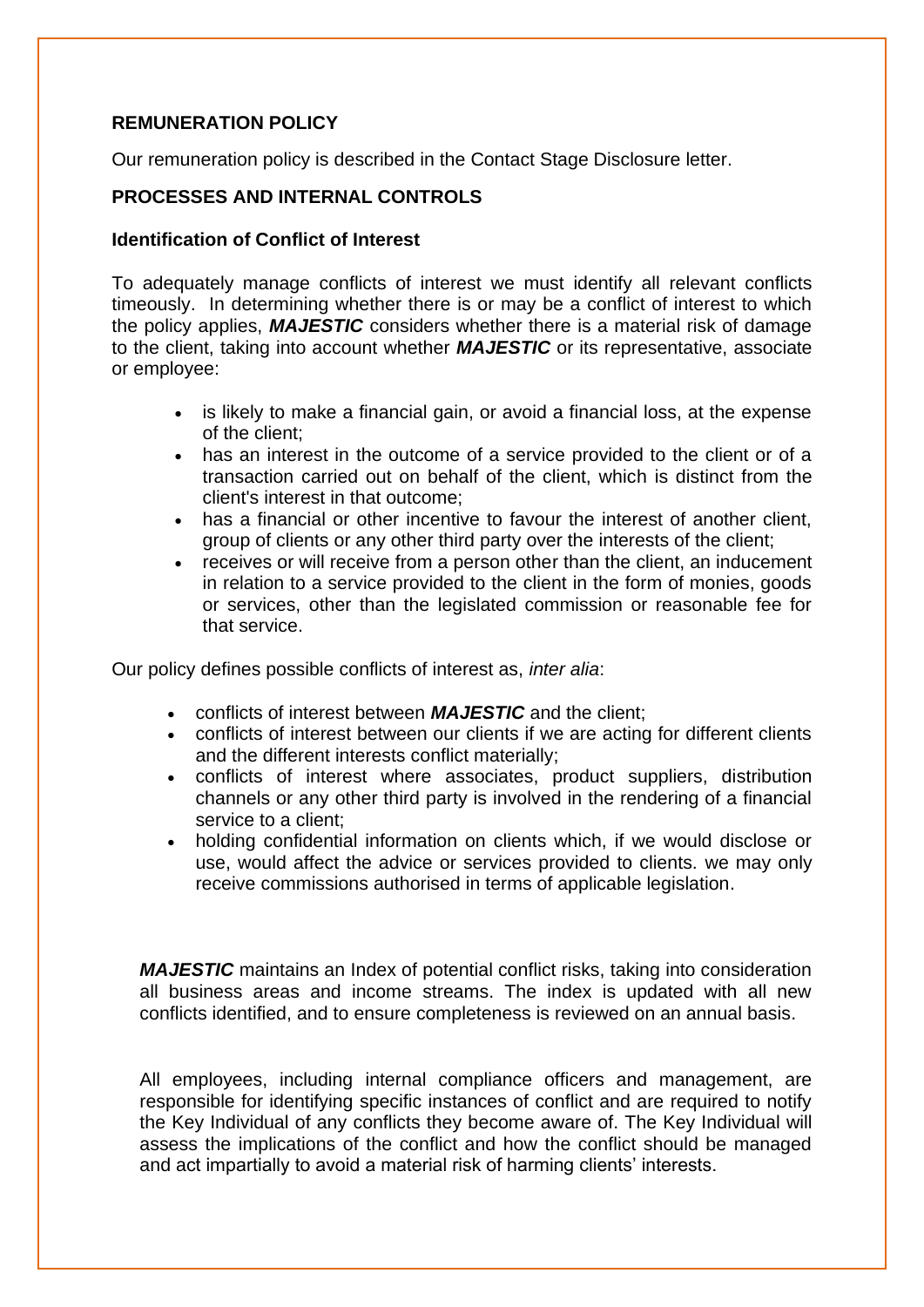## REMUNERATION POLICY

Our remuneration policy is described in the Contact Stage Disclosure letter.

## PROCESSES AND INTERNAL CONTROLS

### Identification of Conflict of Interest

To adequately manage conflicts of interest we must identify all relevant conflicts timeously. In determining whether there is or may be a conflict of interest to which the policy applies, ***MAJESTIC*** considers whether there is a material risk of damage to the client, taking into account whether ***MAJESTIC*** or its representative, associate or employee:

- is likely to make a financial gain, or avoid a financial loss, at the expense of the client;
- has an interest in the outcome of a service provided to the client or of a transaction carried out on behalf of the client, which is distinct from the client's interest in that outcome;
- has a financial or other incentive to favour the interest of another client, group of clients or any other third party over the interests of the client;
- receives or will receive from a person other than the client, an inducement in relation to a service provided to the client in the form of monies, goods or services, other than the legislated commission or reasonable fee for that service.

Our policy defines possible conflicts of interest as, *inter alia*:

- conflicts of interest between ***MAJESTIC*** and the client;
- conflicts of interest between our clients if we are acting for different clients and the different interests conflict materially;
- conflicts of interest where associates, product suppliers, distribution channels or any other third party is involved in the rendering of a financial service to a client;
- holding confidential information on clients which, if we would disclose or use, would affect the advice or services provided to clients. we may only receive commissions authorised in terms of applicable legislation.

***MAJESTIC*** maintains an Index of potential conflict risks, taking into consideration all business areas and income streams. The index is updated with all new conflicts identified, and to ensure completeness is reviewed on an annual basis.

All employees, including internal compliance officers and management, are responsible for identifying specific instances of conflict and are required to notify the Key Individual of any conflicts they become aware of. The Key Individual will assess the implications of the conflict and how the conflict should be managed and act impartially to avoid a material risk of harming clients' interests.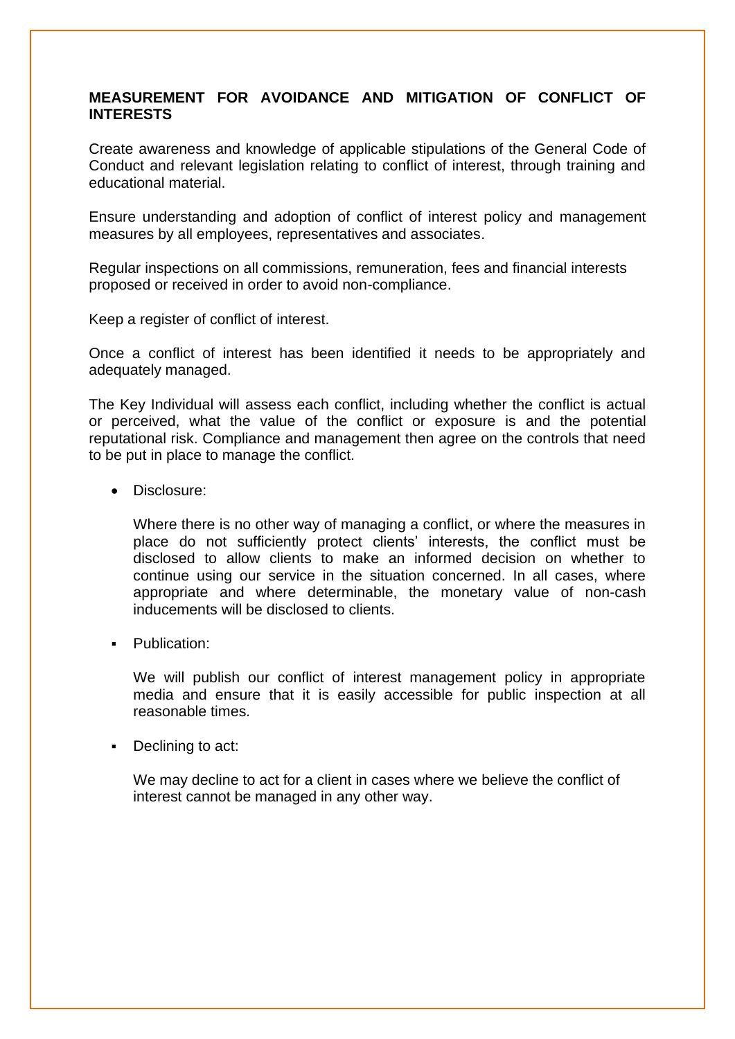## MEASUREMENT FOR AVOIDANCE AND MITIGATION OF CONFLICT OF INTERESTS

Create awareness and knowledge of applicable stipulations of the General Code of Conduct and relevant legislation relating to conflict of interest, through training and educational material.

Ensure understanding and adoption of conflict of interest policy and management measures by all employees, representatives and associates.

Regular inspections on all commissions, remuneration, fees and financial interests proposed or received in order to avoid non-compliance.

Keep a register of conflict of interest.

Once a conflict of interest has been identified it needs to be appropriately and adequately managed.

The Key Individual will assess each conflict, including whether the conflict is actual or perceived, what the value of the conflict or exposure is and the potential reputational risk. Compliance and management then agree on the controls that need to be put in place to manage the conflict.

- Disclosure:

  Where there is no other way of managing a conflict, or where the measures in place do not sufficiently protect clients' interests, the conflict must be disclosed to allow clients to make an informed decision on whether to continue using our service in the situation concerned. In all cases, where appropriate and where determinable, the monetary value of non-cash inducements will be disclosed to clients.

- Publication:

  We will publish our conflict of interest management policy in appropriate media and ensure that it is easily accessible for public inspection at all reasonable times.

- Declining to act:

  We may decline to act for a client in cases where we believe the conflict of interest cannot be managed in any other way.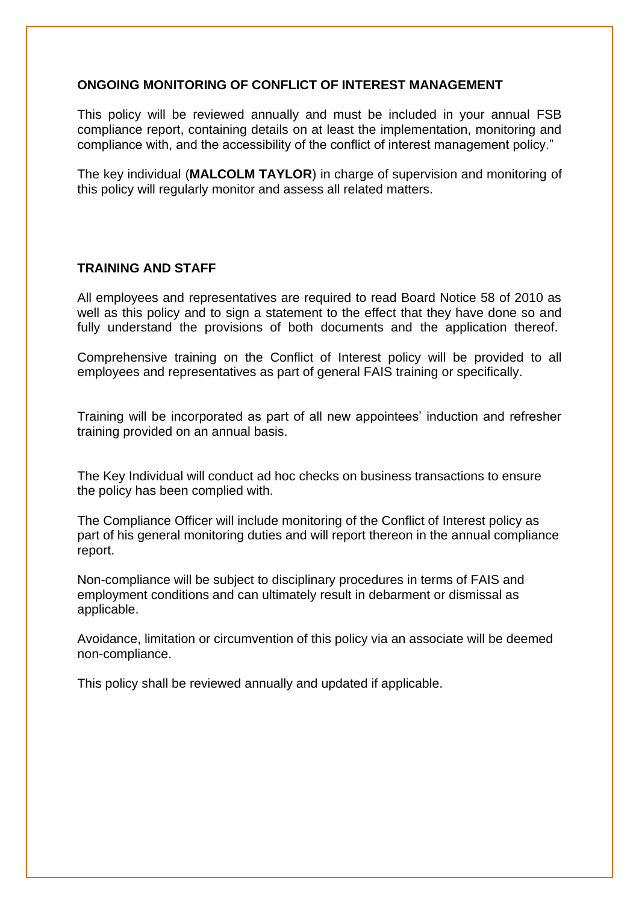**ONGOING MONITORING OF CONFLICT OF INTEREST MANAGEMENT**

This policy will be reviewed annually and must be included in your annual FSB compliance report, containing details on at least the implementation, monitoring and compliance with, and the accessibility of the conflict of interest management policy."

The key individual (**MALCOLM TAYLOR**) in charge of supervision and monitoring of this policy will regularly monitor and assess all related matters.

**TRAINING AND STAFF**

All employees and representatives are required to read Board Notice 58 of 2010 as well as this policy and to sign a statement to the effect that they have done so and fully understand the provisions of both documents and the application thereof.

Comprehensive training on the Conflict of Interest policy will be provided to all employees and representatives as part of general FAIS training or specifically.

Training will be incorporated as part of all new appointees' induction and refresher training provided on an annual basis.

The Key Individual will conduct ad hoc checks on business transactions to ensure the policy has been complied with.

The Compliance Officer will include monitoring of the Conflict of Interest policy as part of his general monitoring duties and will report thereon in the annual compliance report.

Non-compliance will be subject to disciplinary procedures in terms of FAIS and employment conditions and can ultimately result in debarment or dismissal as applicable.

Avoidance, limitation or circumvention of this policy via an associate will be deemed non-compliance.

This policy shall be reviewed annually and updated if applicable.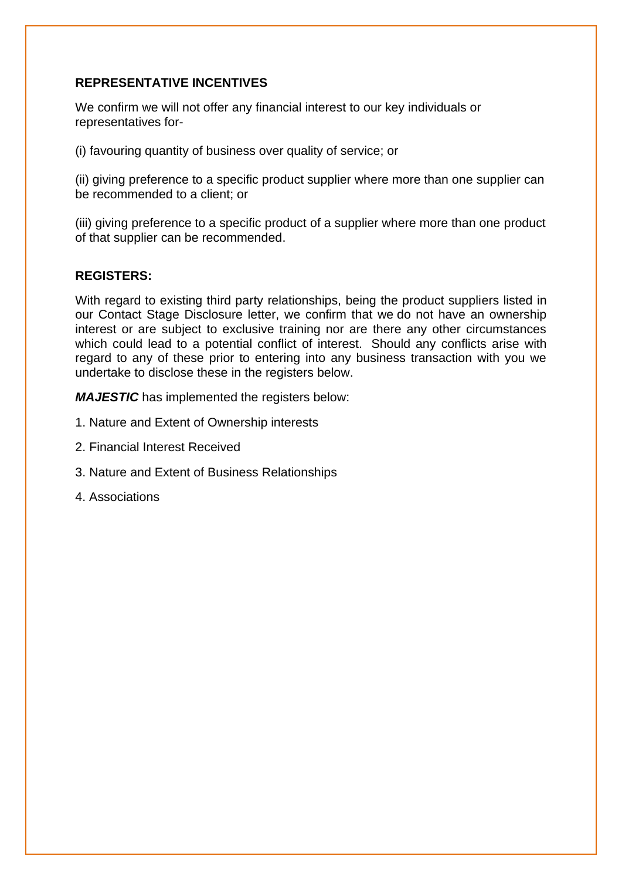**REPRESENTATIVE INCENTIVES**

We confirm we will not offer any financial interest to our key individuals or representatives for-

(i) favouring quantity of business over quality of service; or

(ii) giving preference to a specific product supplier where more than one supplier can be recommended to a client; or

(iii) giving preference to a specific product of a supplier where more than one product of that supplier can be recommended.

**REGISTERS:**

With regard to existing third party relationships, being the product suppliers listed in our Contact Stage Disclosure letter, we confirm that we do not have an ownership interest or are subject to exclusive training nor are there any other circumstances which could lead to a potential conflict of interest. Should any conflicts arise with regard to any of these prior to entering into any business transaction with you we undertake to disclose these in the registers below.

***MAJESTIC*** has implemented the registers below:

1. Nature and Extent of Ownership interests
2. Financial Interest Received
3. Nature and Extent of Business Relationships
4. Associations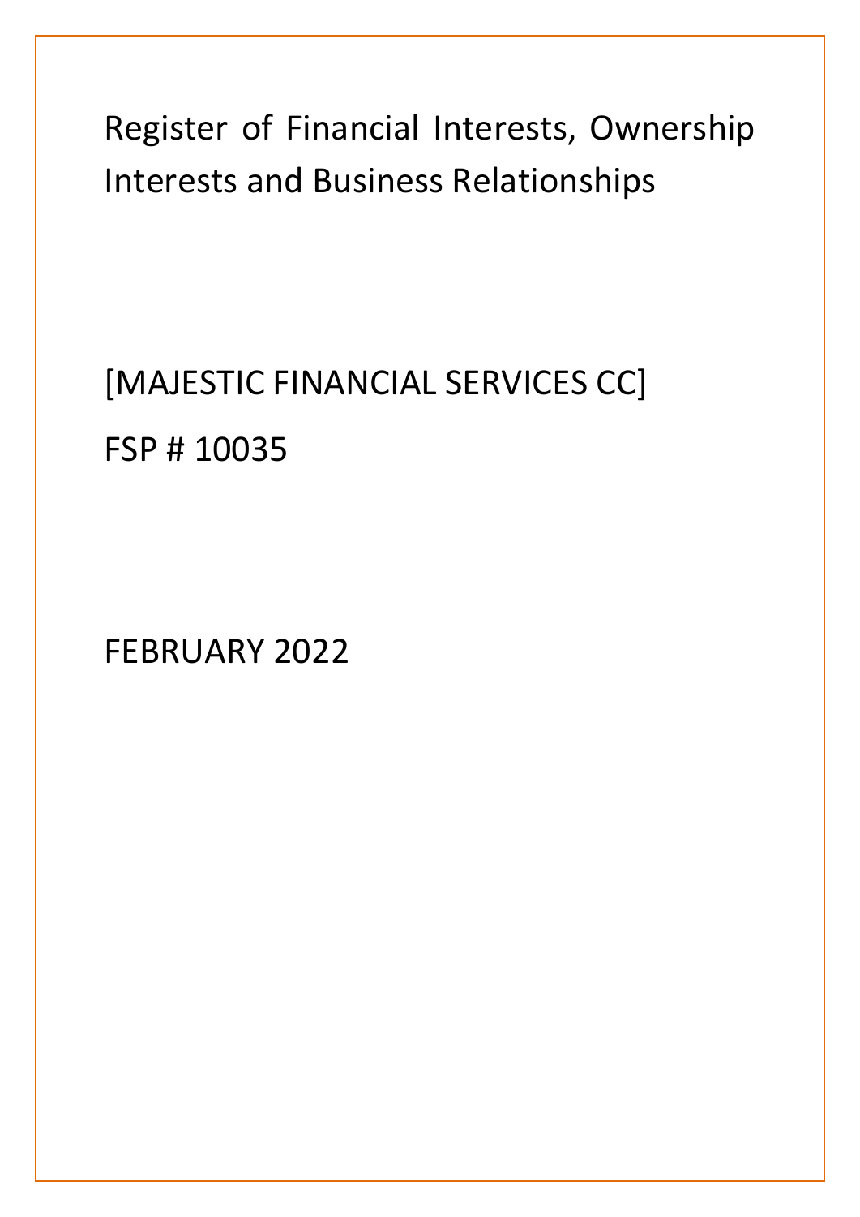# Register of Financial Interests, Ownership Interests and Business Relationships

[MAJESTIC FINANCIAL SERVICES CC]

FSP # 10035

FEBRUARY 2022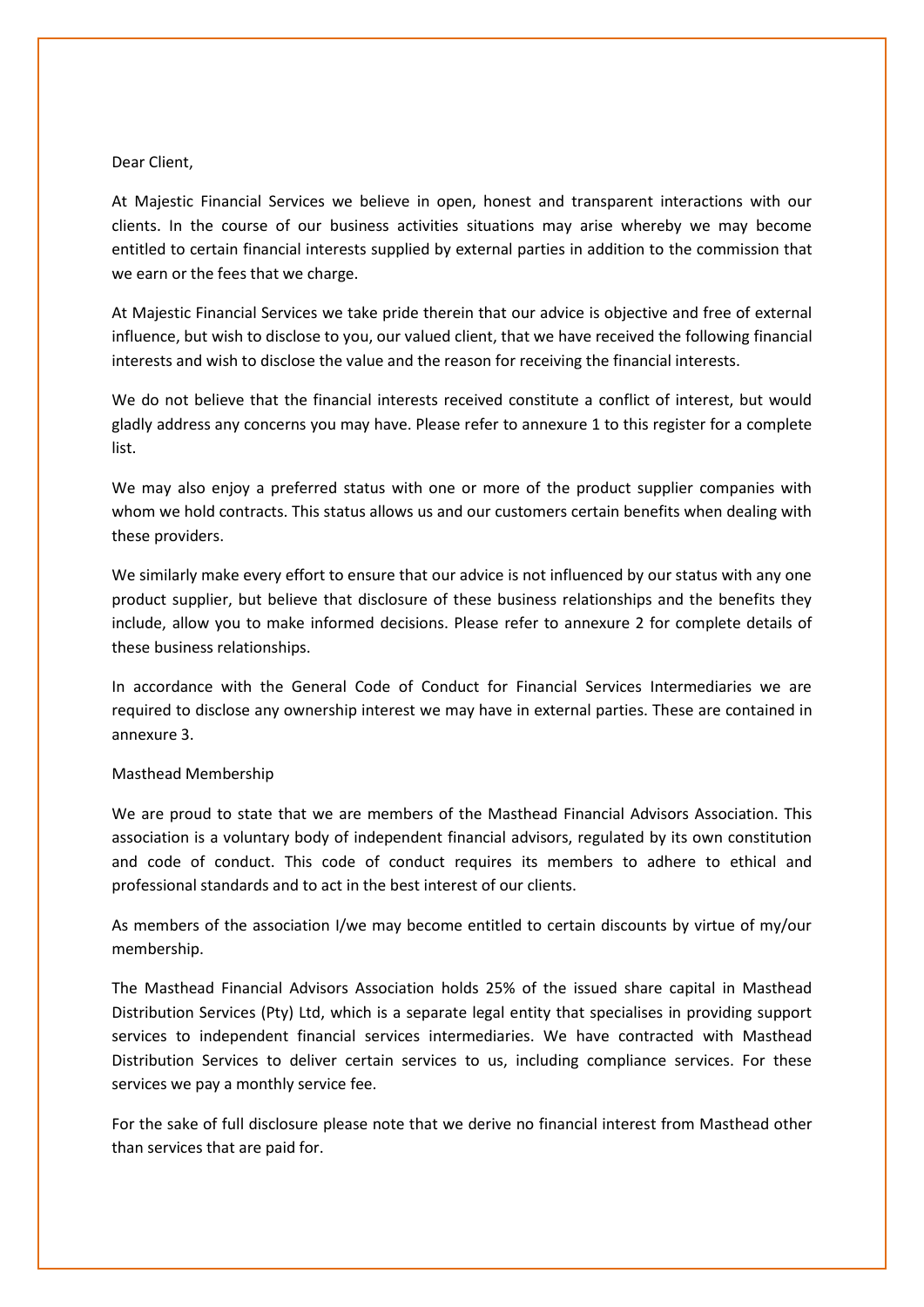Dear Client,

At Majestic Financial Services we believe in open, honest and transparent interactions with our clients. In the course of our business activities situations may arise whereby we may become entitled to certain financial interests supplied by external parties in addition to the commission that we earn or the fees that we charge.

At Majestic Financial Services we take pride therein that our advice is objective and free of external influence, but wish to disclose to you, our valued client, that we have received the following financial interests and wish to disclose the value and the reason for receiving the financial interests.

We do not believe that the financial interests received constitute a conflict of interest, but would gladly address any concerns you may have. Please refer to annexure 1 to this register for a complete list.

We may also enjoy a preferred status with one or more of the product supplier companies with whom we hold contracts. This status allows us and our customers certain benefits when dealing with these providers.

We similarly make every effort to ensure that our advice is not influenced by our status with any one product supplier, but believe that disclosure of these business relationships and the benefits they include, allow you to make informed decisions. Please refer to annexure 2 for complete details of these business relationships.

In accordance with the General Code of Conduct for Financial Services Intermediaries we are required to disclose any ownership interest we may have in external parties. These are contained in annexure 3.

Masthead Membership

We are proud to state that we are members of the Masthead Financial Advisors Association. This association is a voluntary body of independent financial advisors, regulated by its own constitution and code of conduct. This code of conduct requires its members to adhere to ethical and professional standards and to act in the best interest of our clients.

As members of the association I/we may become entitled to certain discounts by virtue of my/our membership.

The Masthead Financial Advisors Association holds 25% of the issued share capital in Masthead Distribution Services (Pty) Ltd, which is a separate legal entity that specialises in providing support services to independent financial services intermediaries. We have contracted with Masthead Distribution Services to deliver certain services to us, including compliance services. For these services we pay a monthly service fee.

For the sake of full disclosure please note that we derive no financial interest from Masthead other than services that are paid for.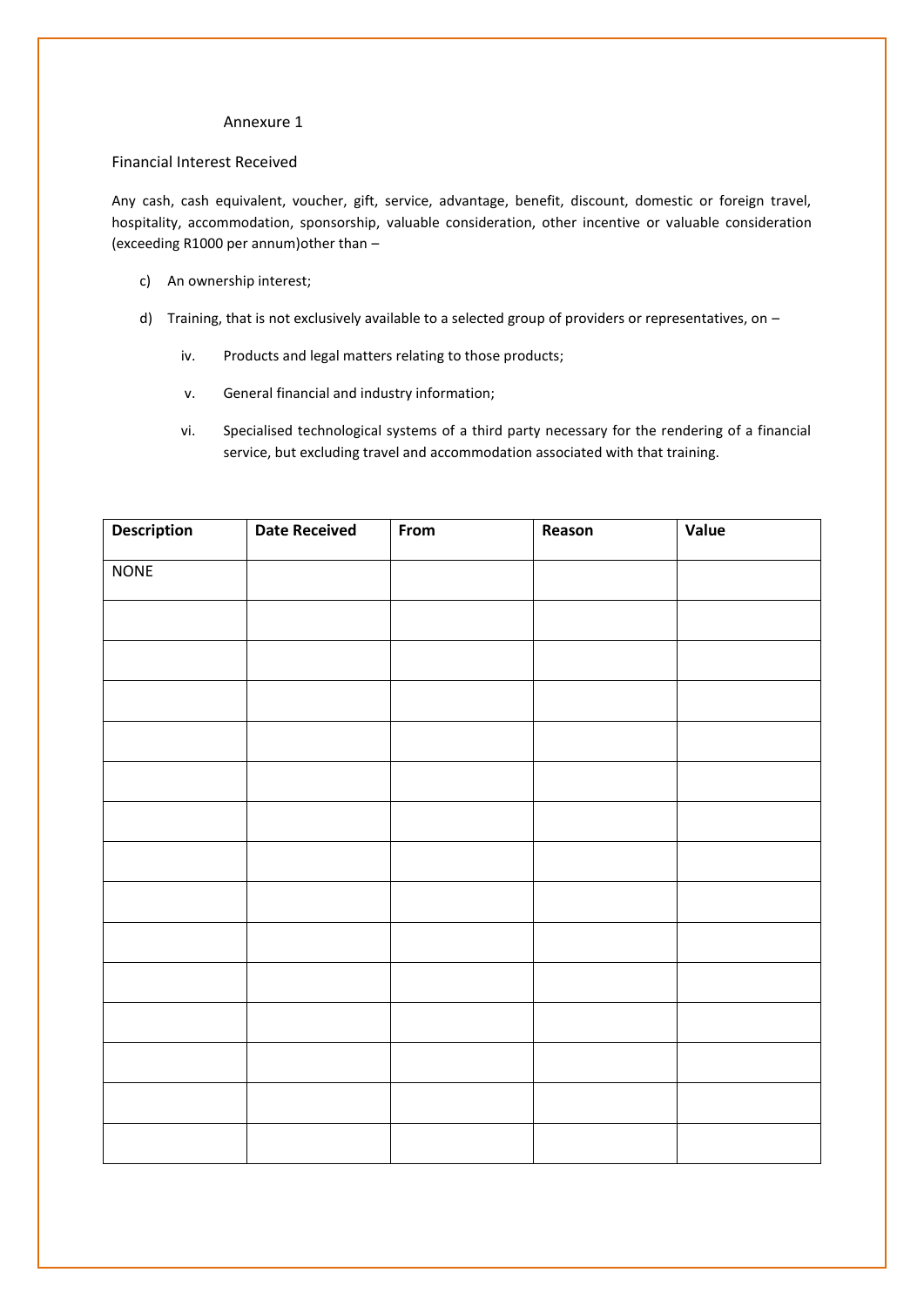## Annexure 1

### Financial Interest Received

Any cash, cash equivalent, voucher, gift, service, advantage, benefit, discount, domestic or foreign travel, hospitality, accommodation, sponsorship, valuable consideration, other incentive or valuable consideration (exceeding R1000 per annum)other than –

c) An ownership interest;

d) Training, that is not exclusively available to a selected group of providers or representatives, on –

iv. Products and legal matters relating to those products;

v. General financial and industry information;

vi. Specialised technological systems of a third party necessary for the rendering of a financial service, but excluding travel and accommodation associated with that training.

| Description | Date Received | From | Reason | Value |
|---|---|---|---|---|
| NONE | | | | |
| | | | | |
| | | | | |
| | | | | |
| | | | | |
| | | | | |
| | | | | |
| | | | | |
| | | | | |
| | | | | |
| | | | | |
| | | | | |
| | | | | |
| | | | | |
| | | | | |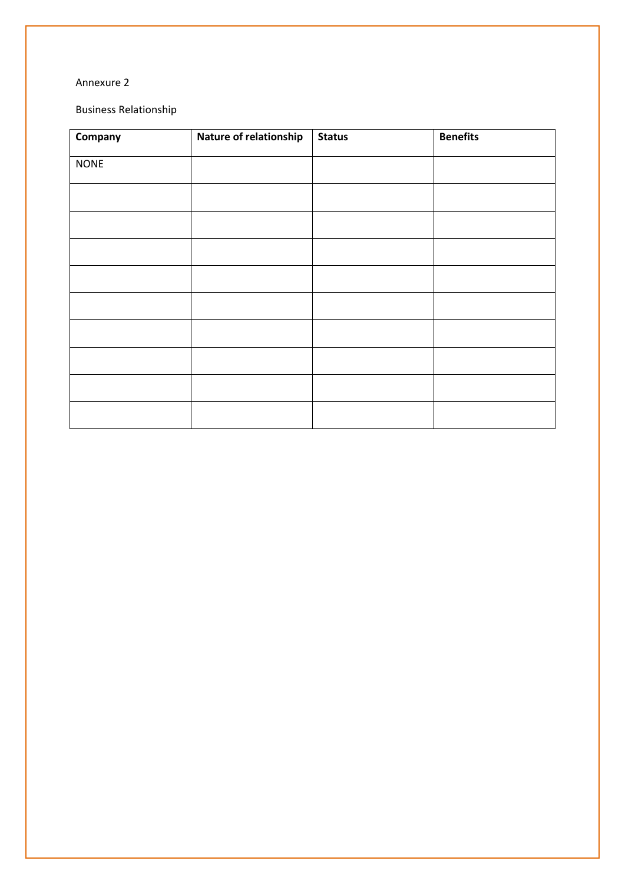Annexure 2

Business Relationship

| **Company** | **Nature of relationship** | **Status** | **Benefits** |
| --- | --- | --- | --- |
| NONE | | | |
| | | | |
| | | | |
| | | | |
| | | | |
| | | | |
| | | | |
| | | | |
| | | | |
| | | | |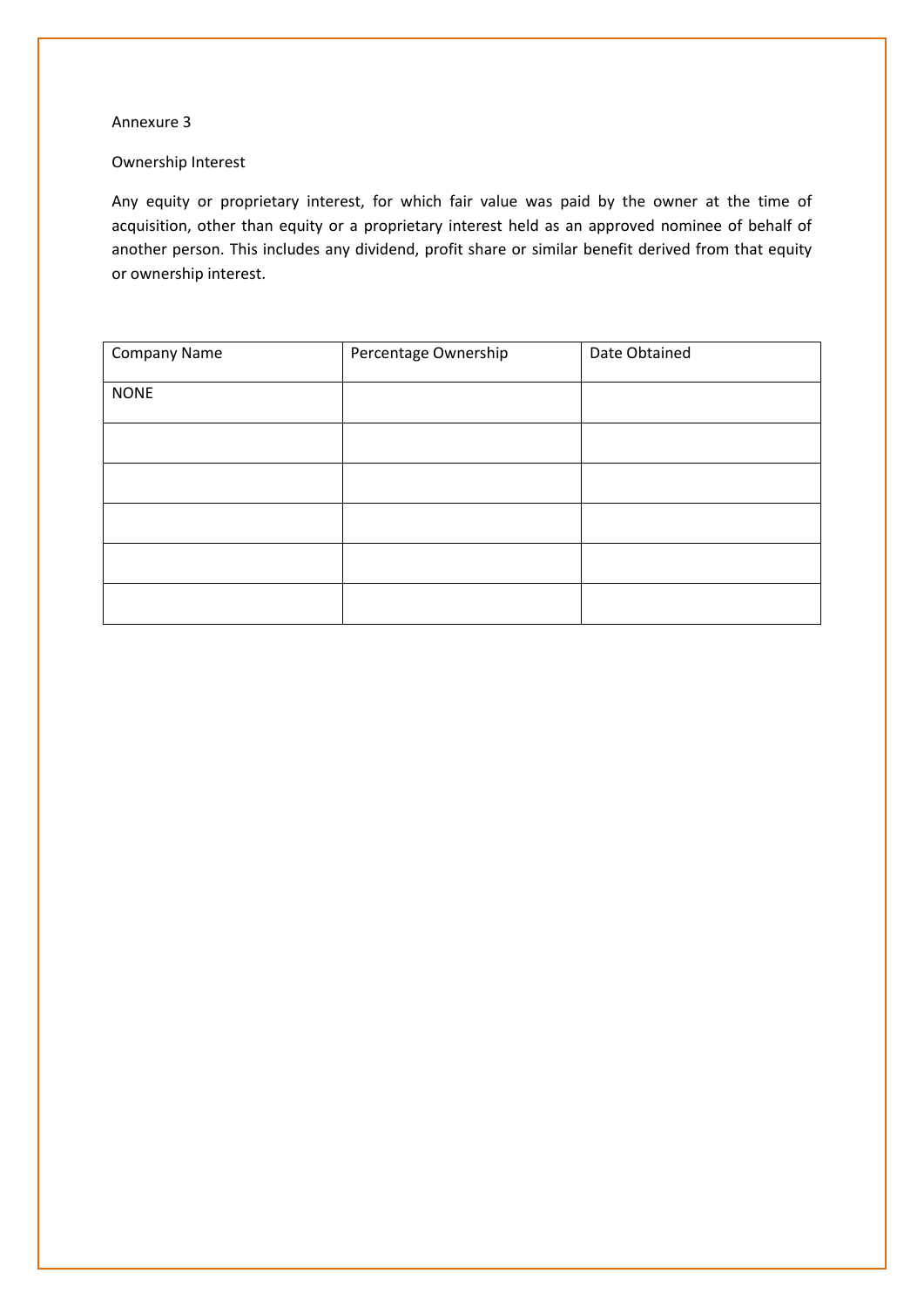Annexure 3

Ownership Interest

Any equity or proprietary interest, for which fair value was paid by the owner at the time of acquisition, other than equity or a proprietary interest held as an approved nominee of behalf of another person. This includes any dividend, profit share or similar benefit derived from that equity or ownership interest.

| Company Name | Percentage Ownership | Date Obtained |
|---|---|---|
| NONE | | |
| | | |
| | | |
| | | |
| | | |
| | | |